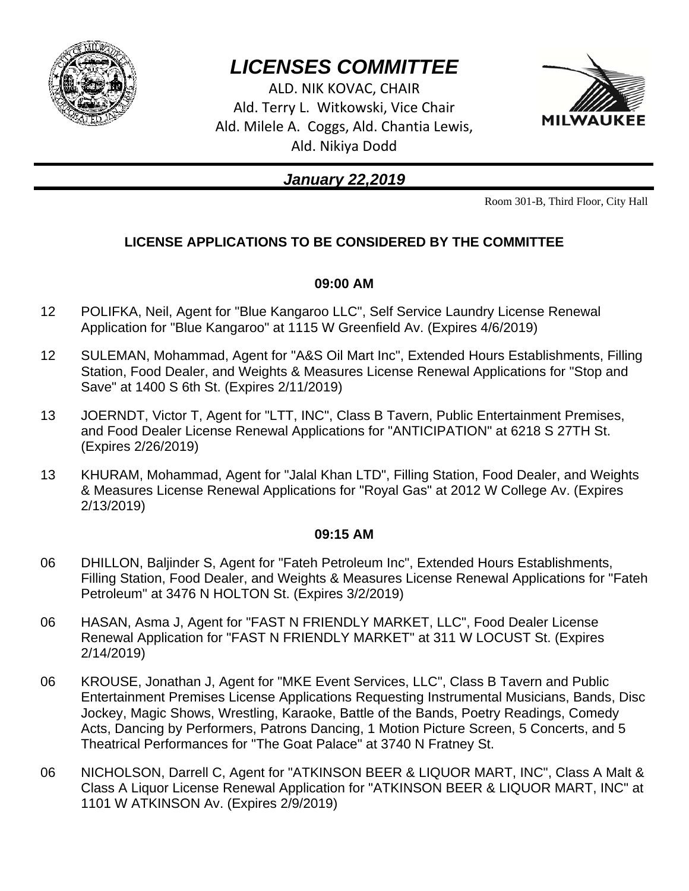# *LICENSES COMMITTEE*

ALD. NIK KOVAC, CHAIR
Ald. Terry L. Witkowski, Vice Chair
Ald. Milele A. Coggs, Ald. Chantia Lewis,
Ald. Nikiya Dodd

## *January 22,2019*

Room 301-B, Third Floor, City Hall

### LICENSE APPLICATIONS TO BE CONSIDERED BY THE COMMITTEE

**09:00 AM**

12 POLIFKA, Neil, Agent for "Blue Kangaroo LLC", Self Service Laundry License Renewal Application for "Blue Kangaroo" at 1115 W Greenfield Av. (Expires 4/6/2019)

12 SULEMAN, Mohammad, Agent for "A&S Oil Mart Inc", Extended Hours Establishments, Filling Station, Food Dealer, and Weights & Measures License Renewal Applications for "Stop and Save" at 1400 S 6th St. (Expires 2/11/2019)

13 JOERNDT, Victor T, Agent for "LTT, INC", Class B Tavern, Public Entertainment Premises, and Food Dealer License Renewal Applications for "ANTICIPATION" at 6218 S 27TH St. (Expires 2/26/2019)

13 KHURAM, Mohammad, Agent for "Jalal Khan LTD", Filling Station, Food Dealer, and Weights & Measures License Renewal Applications for "Royal Gas" at 2012 W College Av. (Expires 2/13/2019)

**09:15 AM**

06 DHILLON, Baljinder S, Agent for "Fateh Petroleum Inc", Extended Hours Establishments, Filling Station, Food Dealer, and Weights & Measures License Renewal Applications for "Fateh Petroleum" at 3476 N HOLTON St. (Expires 3/2/2019)

06 HASAN, Asma J, Agent for "FAST N FRIENDLY MARKET, LLC", Food Dealer License Renewal Application for "FAST N FRIENDLY MARKET" at 311 W LOCUST St. (Expires 2/14/2019)

06 KROUSE, Jonathan J, Agent for "MKE Event Services, LLC", Class B Tavern and Public Entertainment Premises License Applications Requesting Instrumental Musicians, Bands, Disc Jockey, Magic Shows, Wrestling, Karaoke, Battle of the Bands, Poetry Readings, Comedy Acts, Dancing by Performers, Patrons Dancing, 1 Motion Picture Screen, 5 Concerts, and 5 Theatrical Performances for "The Goat Palace" at 3740 N Fratney St.

06 NICHOLSON, Darrell C, Agent for "ATKINSON BEER & LIQUOR MART, INC", Class A Malt & Class A Liquor License Renewal Application for "ATKINSON BEER & LIQUOR MART, INC" at 1101 W ATKINSON Av. (Expires 2/9/2019)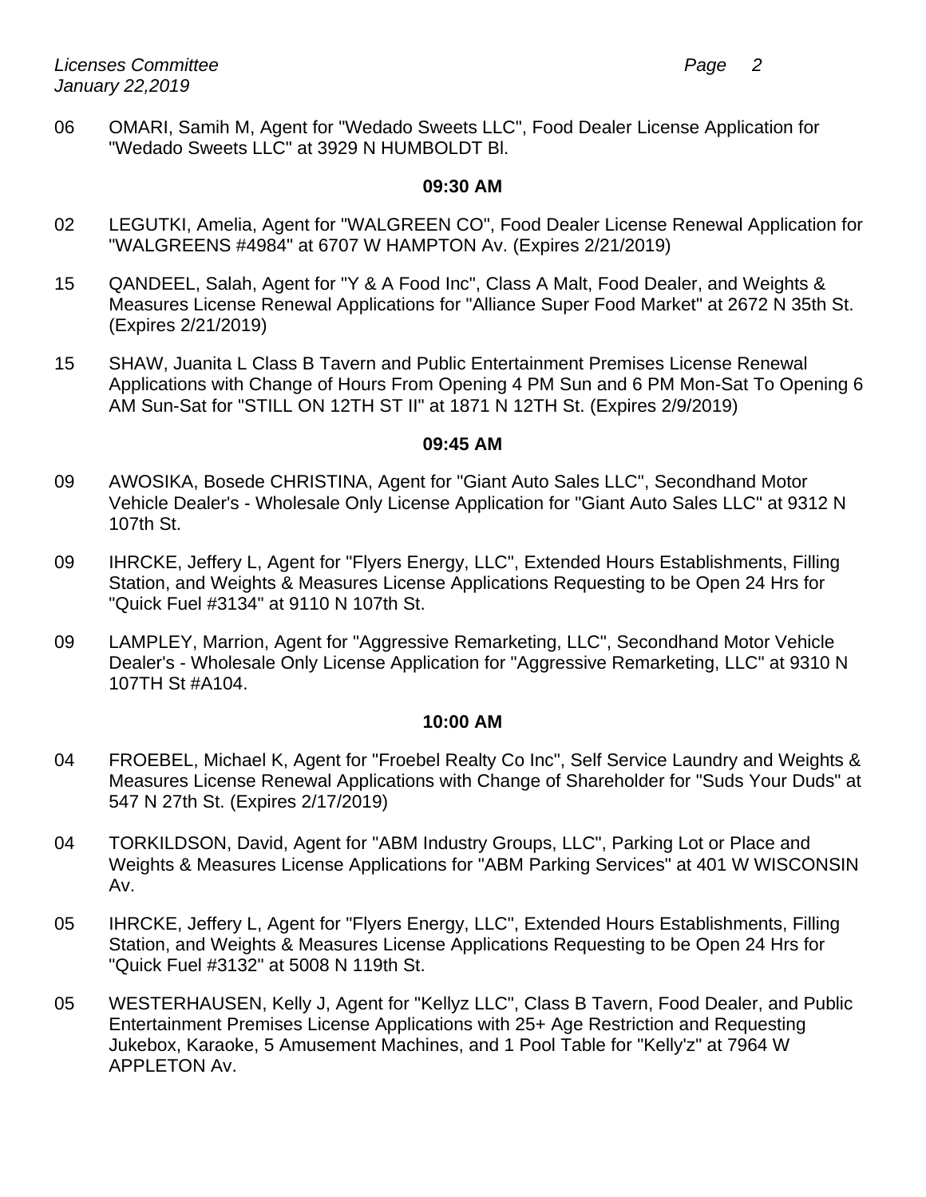06 OMARI, Samih M, Agent for "Wedado Sweets LLC", Food Dealer License Application for "Wedado Sweets LLC" at 3929 N HUMBOLDT Bl.

**09:30 AM**

02 LEGUTKI, Amelia, Agent for "WALGREEN CO", Food Dealer License Renewal Application for "WALGREENS #4984" at 6707 W HAMPTON Av. (Expires 2/21/2019)

15 QANDEEL, Salah, Agent for "Y & A Food Inc", Class A Malt, Food Dealer, and Weights & Measures License Renewal Applications for "Alliance Super Food Market" at 2672 N 35th St. (Expires 2/21/2019)

15 SHAW, Juanita L Class B Tavern and Public Entertainment Premises License Renewal Applications with Change of Hours From Opening 4 PM Sun and 6 PM Mon-Sat To Opening 6 AM Sun-Sat for "STILL ON 12TH ST II" at 1871 N 12TH St. (Expires 2/9/2019)

**09:45 AM**

09 AWOSIKA, Bosede CHRISTINA, Agent for "Giant Auto Sales LLC", Secondhand Motor Vehicle Dealer's - Wholesale Only License Application for "Giant Auto Sales LLC" at 9312 N 107th St.

09 IHRCKE, Jeffery L, Agent for "Flyers Energy, LLC", Extended Hours Establishments, Filling Station, and Weights & Measures License Applications Requesting to be Open 24 Hrs for "Quick Fuel #3134" at 9110 N 107th St.

09 LAMPLEY, Marrion, Agent for "Aggressive Remarketing, LLC", Secondhand Motor Vehicle Dealer's - Wholesale Only License Application for "Aggressive Remarketing, LLC" at 9310 N 107TH St #A104.

**10:00 AM**

04 FROEBEL, Michael K, Agent for "Froebel Realty Co Inc", Self Service Laundry and Weights & Measures License Renewal Applications with Change of Shareholder for "Suds Your Duds" at 547 N 27th St. (Expires 2/17/2019)

04 TORKILDSON, David, Agent for "ABM Industry Groups, LLC", Parking Lot or Place and Weights & Measures License Applications for "ABM Parking Services" at 401 W WISCONSIN Av.

05 IHRCKE, Jeffery L, Agent for "Flyers Energy, LLC", Extended Hours Establishments, Filling Station, and Weights & Measures License Applications Requesting to be Open 24 Hrs for "Quick Fuel #3132" at 5008 N 119th St.

05 WESTERHAUSEN, Kelly J, Agent for "Kellyz LLC", Class B Tavern, Food Dealer, and Public Entertainment Premises License Applications with 25+ Age Restriction and Requesting Jukebox, Karaoke, 5 Amusement Machines, and 1 Pool Table for "Kelly'z" at 7964 W APPLETON Av.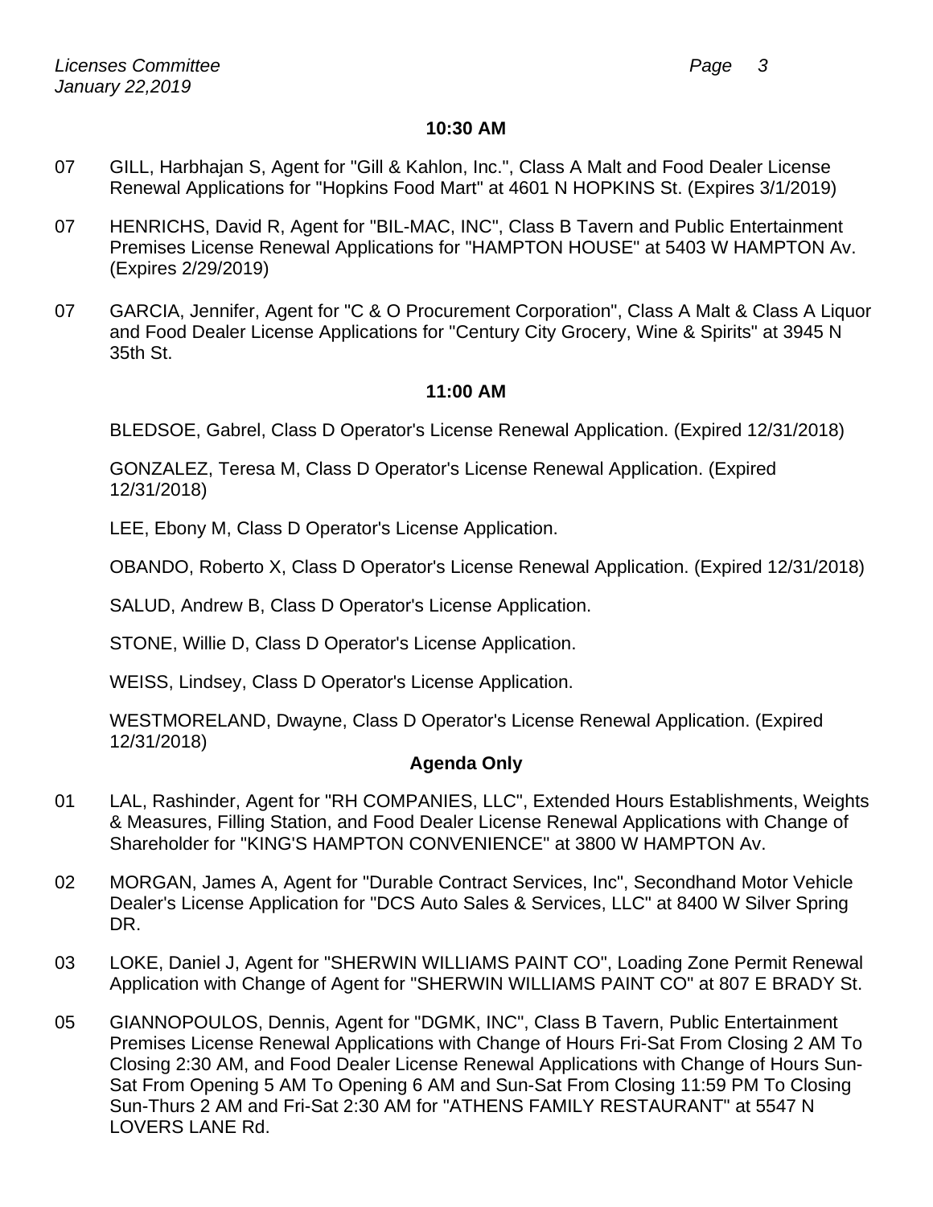**10:30 AM**

07 GILL, Harbhajan S, Agent for "Gill & Kahlon, Inc.", Class A Malt and Food Dealer License Renewal Applications for "Hopkins Food Mart" at 4601 N HOPKINS St. (Expires 3/1/2019)

07 HENRICHS, David R, Agent for "BIL-MAC, INC", Class B Tavern and Public Entertainment Premises License Renewal Applications for "HAMPTON HOUSE" at 5403 W HAMPTON Av. (Expires 2/29/2019)

07 GARCIA, Jennifer, Agent for "C & O Procurement Corporation", Class A Malt & Class A Liquor and Food Dealer License Applications for "Century City Grocery, Wine & Spirits" at 3945 N 35th St.

**11:00 AM**

BLEDSOE, Gabrel, Class D Operator's License Renewal Application. (Expired 12/31/2018)

GONZALEZ, Teresa M, Class D Operator's License Renewal Application. (Expired 12/31/2018)

LEE, Ebony M, Class D Operator's License Application.

OBANDO, Roberto X, Class D Operator's License Renewal Application. (Expired 12/31/2018)

SALUD, Andrew B, Class D Operator's License Application.

STONE, Willie D, Class D Operator's License Application.

WEISS, Lindsey, Class D Operator's License Application.

WESTMORELAND, Dwayne, Class D Operator's License Renewal Application. (Expired 12/31/2018)

**Agenda Only**

01 LAL, Rashinder, Agent for "RH COMPANIES, LLC", Extended Hours Establishments, Weights & Measures, Filling Station, and Food Dealer License Renewal Applications with Change of Shareholder for "KING'S HAMPTON CONVENIENCE" at 3800 W HAMPTON Av.

02 MORGAN, James A, Agent for "Durable Contract Services, Inc", Secondhand Motor Vehicle Dealer's License Application for "DCS Auto Sales & Services, LLC" at 8400 W Silver Spring DR.

03 LOKE, Daniel J, Agent for "SHERWIN WILLIAMS PAINT CO", Loading Zone Permit Renewal Application with Change of Agent for "SHERWIN WILLIAMS PAINT CO" at 807 E BRADY St.

05 GIANNOPOULOS, Dennis, Agent for "DGMK, INC", Class B Tavern, Public Entertainment Premises License Renewal Applications with Change of Hours Fri-Sat From Closing 2 AM To Closing 2:30 AM, and Food Dealer License Renewal Applications with Change of Hours Sun-Sat From Opening 5 AM To Opening 6 AM and Sun-Sat From Closing 11:59 PM To Closing Sun-Thurs 2 AM and Fri-Sat 2:30 AM for "ATHENS FAMILY RESTAURANT" at 5547 N LOVERS LANE Rd.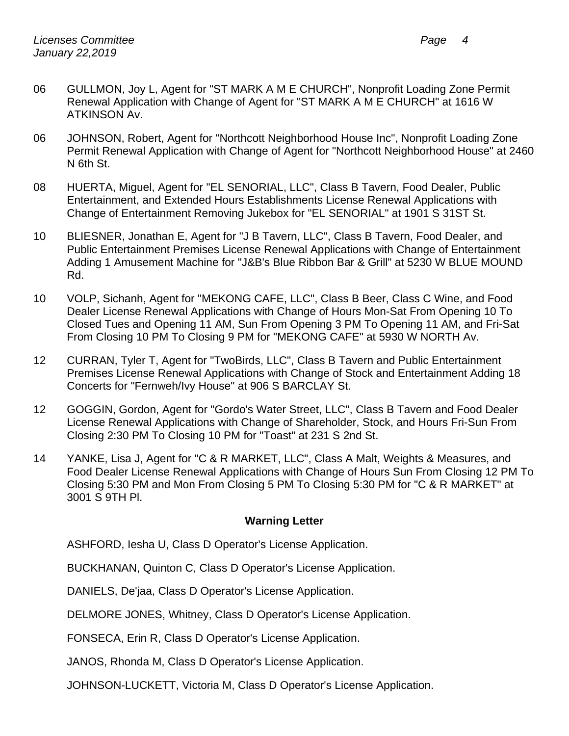06 GULLMON, Joy L, Agent for "ST MARK A M E CHURCH", Nonprofit Loading Zone Permit Renewal Application with Change of Agent for "ST MARK A M E CHURCH" at 1616 W ATKINSON Av.

06 JOHNSON, Robert, Agent for "Northcott Neighborhood House Inc", Nonprofit Loading Zone Permit Renewal Application with Change of Agent for "Northcott Neighborhood House" at 2460 N 6th St.

08 HUERTA, Miguel, Agent for "EL SENORIAL, LLC", Class B Tavern, Food Dealer, Public Entertainment, and Extended Hours Establishments License Renewal Applications with Change of Entertainment Removing Jukebox for "EL SENORIAL" at 1901 S 31ST St.

10 BLIESNER, Jonathan E, Agent for "J B Tavern, LLC", Class B Tavern, Food Dealer, and Public Entertainment Premises License Renewal Applications with Change of Entertainment Adding 1 Amusement Machine for "J&B's Blue Ribbon Bar & Grill" at 5230 W BLUE MOUND Rd.

10 VOLP, Sichanh, Agent for "MEKONG CAFE, LLC", Class B Beer, Class C Wine, and Food Dealer License Renewal Applications with Change of Hours Mon-Sat From Opening 10 To Closed Tues and Opening 11 AM, Sun From Opening 3 PM To Opening 11 AM, and Fri-Sat From Closing 10 PM To Closing 9 PM for "MEKONG CAFE" at 5930 W NORTH Av.

12 CURRAN, Tyler T, Agent for "TwoBirds, LLC", Class B Tavern and Public Entertainment Premises License Renewal Applications with Change of Stock and Entertainment Adding 18 Concerts for "Fernweh/Ivy House" at 906 S BARCLAY St.

12 GOGGIN, Gordon, Agent for "Gordo's Water Street, LLC", Class B Tavern and Food Dealer License Renewal Applications with Change of Shareholder, Stock, and Hours Fri-Sun From Closing 2:30 PM To Closing 10 PM for "Toast" at 231 S 2nd St.

14 YANKE, Lisa J, Agent for "C & R MARKET, LLC", Class A Malt, Weights & Measures, and Food Dealer License Renewal Applications with Change of Hours Sun From Closing 12 PM To Closing 5:30 PM and Mon From Closing 5 PM To Closing 5:30 PM for "C & R MARKET" at 3001 S 9TH Pl.

**Warning Letter**

ASHFORD, Iesha U, Class D Operator's License Application.

BUCKHANAN, Quinton C, Class D Operator's License Application.

DANIELS, De'jaa, Class D Operator's License Application.

DELMORE JONES, Whitney, Class D Operator's License Application.

FONSECA, Erin R, Class D Operator's License Application.

JANOS, Rhonda M, Class D Operator's License Application.

JOHNSON-LUCKETT, Victoria M, Class D Operator's License Application.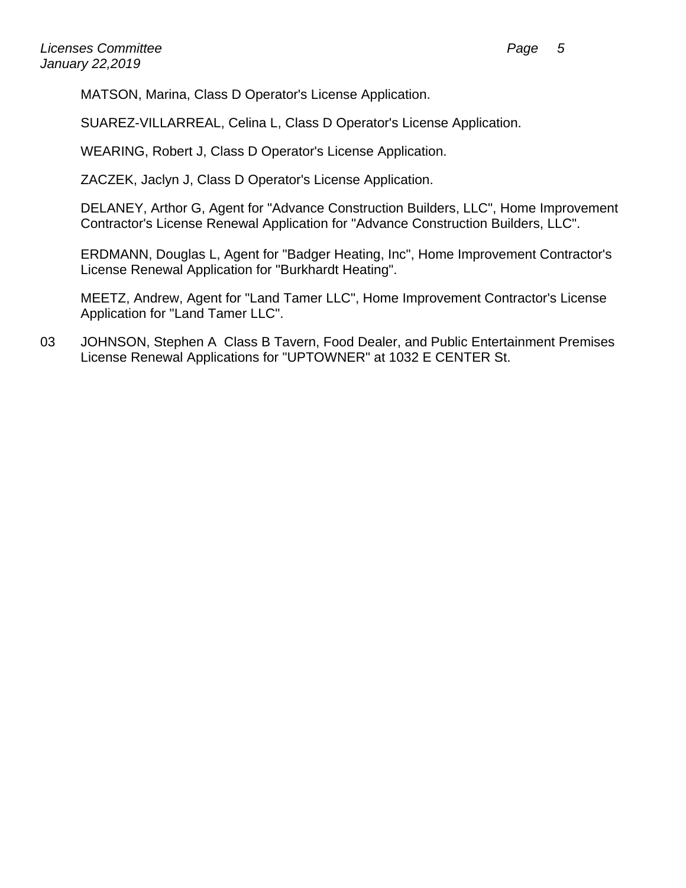MATSON, Marina, Class D Operator's License Application.

SUAREZ-VILLARREAL, Celina L, Class D Operator's License Application.

WEARING, Robert J, Class D Operator's License Application.

ZACZEK, Jaclyn J, Class D Operator's License Application.

DELANEY, Arthor G, Agent for "Advance Construction Builders, LLC", Home Improvement Contractor's License Renewal Application for "Advance Construction Builders, LLC".

ERDMANN, Douglas L, Agent for "Badger Heating, Inc", Home Improvement Contractor's License Renewal Application for "Burkhardt Heating".

MEETZ, Andrew, Agent for "Land Tamer LLC", Home Improvement Contractor's License Application for "Land Tamer LLC".

03 JOHNSON, Stephen A Class B Tavern, Food Dealer, and Public Entertainment Premises License Renewal Applications for "UPTOWNER" at 1032 E CENTER St.